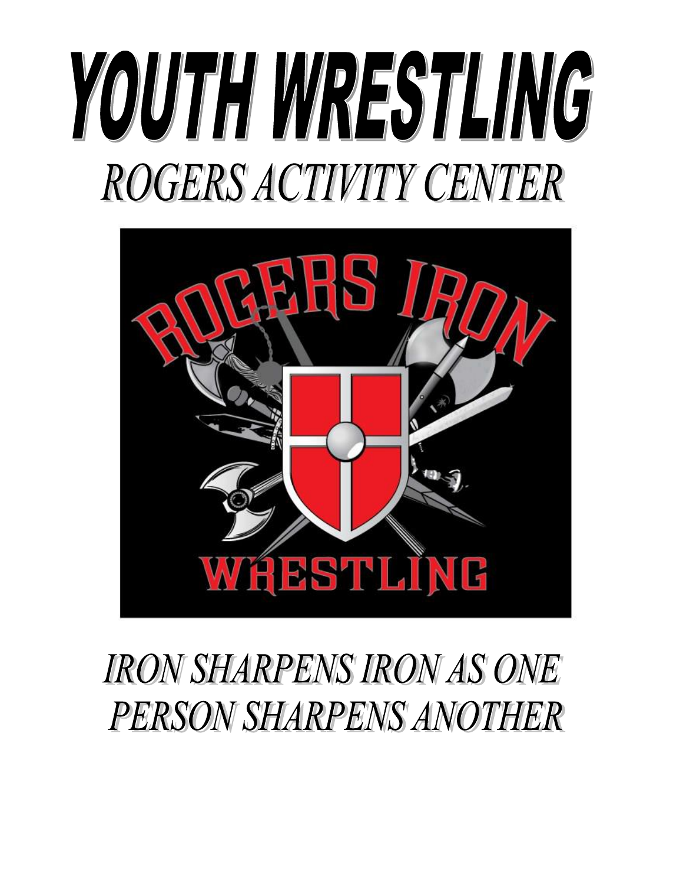# YOUTH WRESTLING

## *ROGERS ACTIVITY CENTER*

ROGERS IRON

WRESTLING

## *IRON SHARPENS IRON AS ONE PERSON SHARPENS ANOTHER*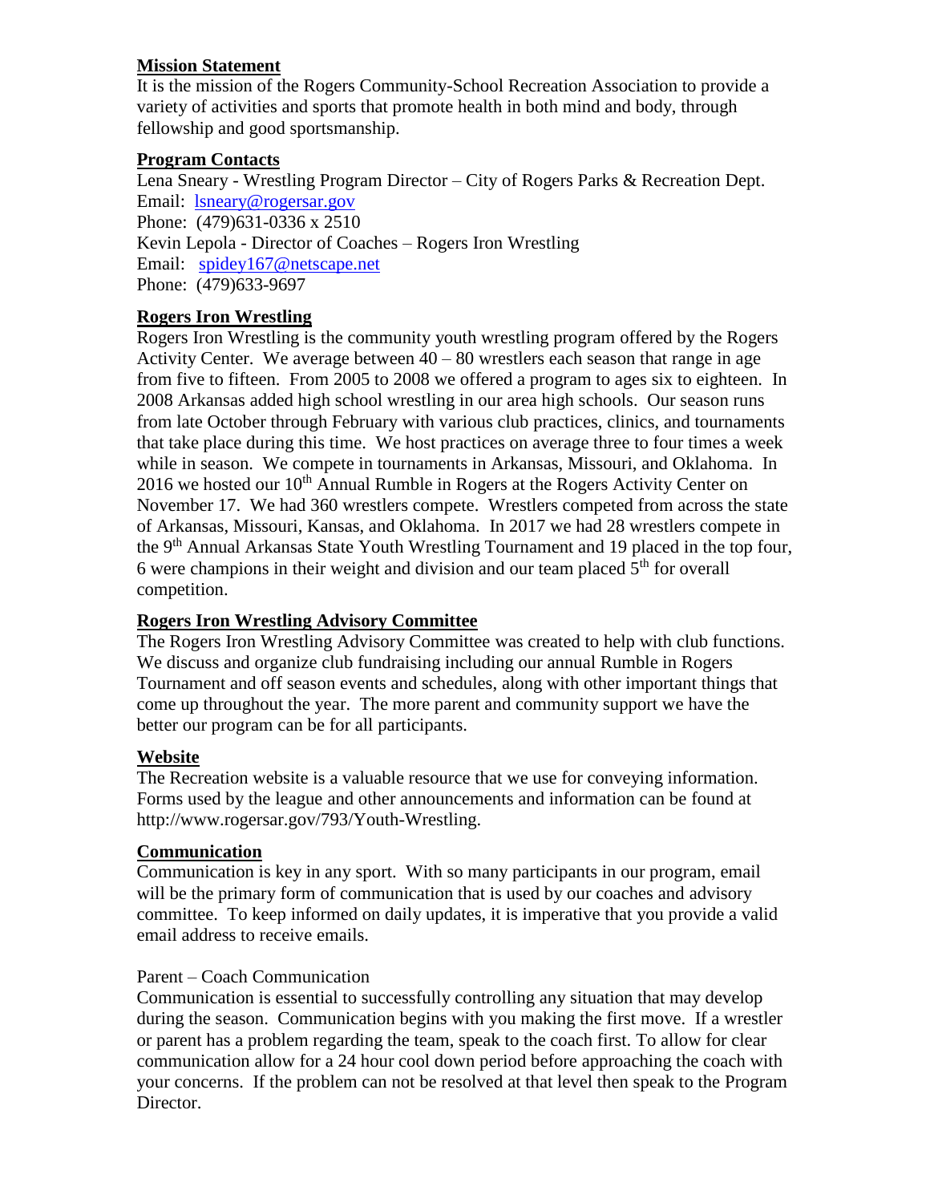## Mission Statement

It is the mission of the Rogers Community-School Recreation Association to provide a variety of activities and sports that promote health in both mind and body, through fellowship and good sportsmanship.

## Program Contacts

Lena Sneary - Wrestling Program Director – City of Rogers Parks & Recreation Dept.
Email: lsneary@rogersar.gov
Phone: (479)631-0336 x 2510
Kevin Lepola - Director of Coaches – Rogers Iron Wrestling
Email: spidey167@netscape.net
Phone: (479)633-9697

## Rogers Iron Wrestling

Rogers Iron Wrestling is the community youth wrestling program offered by the Rogers Activity Center. We average between 40 – 80 wrestlers each season that range in age from five to fifteen. From 2005 to 2008 we offered a program to ages six to eighteen. In 2008 Arkansas added high school wrestling in our area high schools. Our season runs from late October through February with various club practices, clinics, and tournaments that take place during this time. We host practices on average three to four times a week while in season. We compete in tournaments in Arkansas, Missouri, and Oklahoma. In 2016 we hosted our 10th Annual Rumble in Rogers at the Rogers Activity Center on November 17. We had 360 wrestlers compete. Wrestlers competed from across the state of Arkansas, Missouri, Kansas, and Oklahoma. In 2017 we had 28 wrestlers compete in the 9th Annual Arkansas State Youth Wrestling Tournament and 19 placed in the top four, 6 were champions in their weight and division and our team placed 5th for overall competition.

## Rogers Iron Wrestling Advisory Committee

The Rogers Iron Wrestling Advisory Committee was created to help with club functions. We discuss and organize club fundraising including our annual Rumble in Rogers Tournament and off season events and schedules, along with other important things that come up throughout the year. The more parent and community support we have the better our program can be for all participants.

## Website

The Recreation website is a valuable resource that we use for conveying information. Forms used by the league and other announcements and information can be found at http://www.rogersar.gov/793/Youth-Wrestling.

## Communication

Communication is key in any sport. With so many participants in our program, email will be the primary form of communication that is used by our coaches and advisory committee. To keep informed on daily updates, it is imperative that you provide a valid email address to receive emails.

Parent – Coach Communication

Communication is essential to successfully controlling any situation that may develop during the season. Communication begins with you making the first move. If a wrestler or parent has a problem regarding the team, speak to the coach first. To allow for clear communication allow for a 24 hour cool down period before approaching the coach with your concerns. If the problem can not be resolved at that level then speak to the Program Director.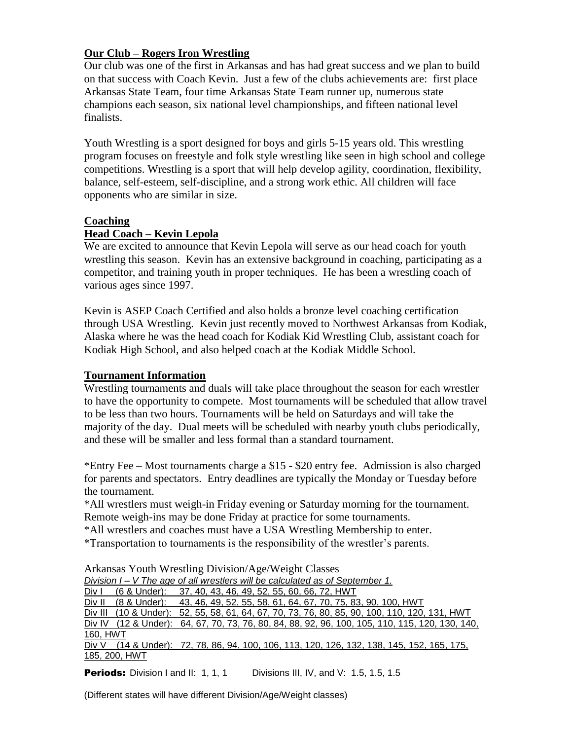## Our Club – Rogers Iron Wrestling

Our club was one of the first in Arkansas and has had great success and we plan to build on that success with Coach Kevin. Just a few of the clubs achievements are: first place Arkansas State Team, four time Arkansas State Team runner up, numerous state champions each season, six national level championships, and fifteen national level finalists.

Youth Wrestling is a sport designed for boys and girls 5-15 years old. This wrestling program focuses on freestyle and folk style wrestling like seen in high school and college competitions. Wrestling is a sport that will help develop agility, coordination, flexibility, balance, self-esteem, self-discipline, and a strong work ethic. All children will face opponents who are similar in size.

## Coaching

### Head Coach – Kevin Lepola

We are excited to announce that Kevin Lepola will serve as our head coach for youth wrestling this season. Kevin has an extensive background in coaching, participating as a competitor, and training youth in proper techniques. He has been a wrestling coach of various ages since 1997.

Kevin is ASEP Coach Certified and also holds a bronze level coaching certification through USA Wrestling. Kevin just recently moved to Northwest Arkansas from Kodiak, Alaska where he was the head coach for Kodiak Kid Wrestling Club, assistant coach for Kodiak High School, and also helped coach at the Kodiak Middle School.

## Tournament Information

Wrestling tournaments and duals will take place throughout the season for each wrestler to have the opportunity to compete. Most tournaments will be scheduled that allow travel to be less than two hours. Tournaments will be held on Saturdays and will take the majority of the day. Dual meets will be scheduled with nearby youth clubs periodically, and these will be smaller and less formal than a standard tournament.

*Entry Fee – Most tournaments charge a $15 - $20 entry fee. Admission is also charged for parents and spectators. Entry deadlines are typically the Monday or Tuesday before the tournament.

*All wrestlers must weigh-in Friday evening or Saturday morning for the tournament. Remote weigh-ins may be done Friday at practice for some tournaments.

*All wrestlers and coaches must have a USA Wrestling Membership to enter.

*Transportation to tournaments is the responsibility of the wrestler's parents.

Arkansas Youth Wrestling Division/Age/Weight Classes

*Division I – V The age of all wrestlers will be calculated as of September 1.*

Div I (6 & Under): 37, 40, 43, 46, 49, 52, 55, 60, 66, 72, HWT

Div II (8 & Under): 43, 46, 49, 52, 55, 58, 61, 64, 67, 70, 75, 83, 90, 100, HWT

Div III (10 & Under): 52, 55, 58, 61, 64, 67, 70, 73, 76, 80, 85, 90, 100, 110, 120, 131, HWT

Div IV (12 & Under): 64, 67, 70, 73, 76, 80, 84, 88, 92, 96, 100, 105, 110, 115, 120, 130, 140, 160, HWT

Div V (14 & Under): 72, 78, 86, 94, 100, 106, 113, 120, 126, 132, 138, 145, 152, 165, 175, 185, 200, HWT

**Periods:** Division I and II: 1, 1, 1 Divisions III, IV, and V: 1.5, 1.5, 1.5

(Different states will have different Division/Age/Weight classes)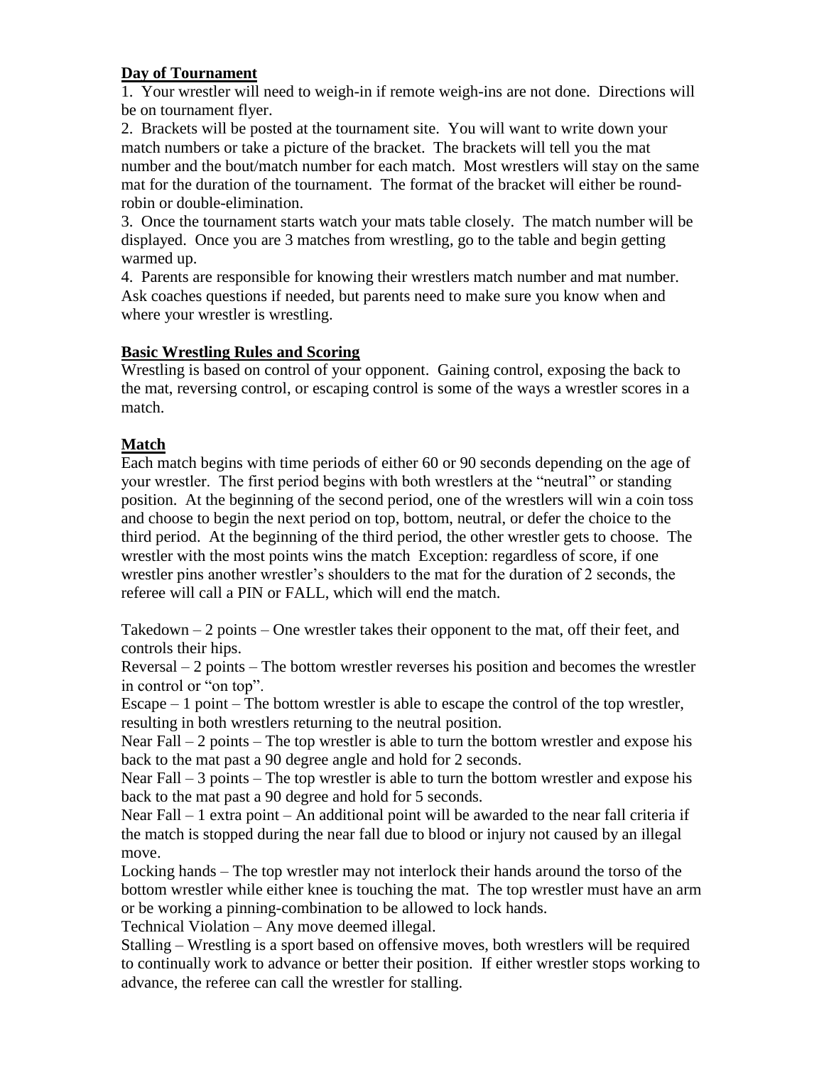## Day of Tournament

1. Your wrestler will need to weigh-in if remote weigh-ins are not done. Directions will be on tournament flyer.
2. Brackets will be posted at the tournament site. You will want to write down your match numbers or take a picture of the bracket. The brackets will tell you the mat number and the bout/match number for each match. Most wrestlers will stay on the same mat for the duration of the tournament. The format of the bracket will either be round-robin or double-elimination.
3. Once the tournament starts watch your mats table closely. The match number will be displayed. Once you are 3 matches from wrestling, go to the table and begin getting warmed up.
4. Parents are responsible for knowing their wrestlers match number and mat number. Ask coaches questions if needed, but parents need to make sure you know when and where your wrestler is wrestling.

## Basic Wrestling Rules and Scoring

Wrestling is based on control of your opponent. Gaining control, exposing the back to the mat, reversing control, or escaping control is some of the ways a wrestler scores in a match.

## Match

Each match begins with time periods of either 60 or 90 seconds depending on the age of your wrestler. The first period begins with both wrestlers at the "neutral" or standing position. At the beginning of the second period, one of the wrestlers will win a coin toss and choose to begin the next period on top, bottom, neutral, or defer the choice to the third period. At the beginning of the third period, the other wrestler gets to choose. The wrestler with the most points wins the match Exception: regardless of score, if one wrestler pins another wrestler's shoulders to the mat for the duration of 2 seconds, the referee will call a PIN or FALL, which will end the match.

Takedown – 2 points – One wrestler takes their opponent to the mat, off their feet, and controls their hips.
Reversal – 2 points – The bottom wrestler reverses his position and becomes the wrestler in control or "on top".
Escape – 1 point – The bottom wrestler is able to escape the control of the top wrestler, resulting in both wrestlers returning to the neutral position.
Near Fall – 2 points – The top wrestler is able to turn the bottom wrestler and expose his back to the mat past a 90 degree angle and hold for 2 seconds.
Near Fall – 3 points – The top wrestler is able to turn the bottom wrestler and expose his back to the mat past a 90 degree and hold for 5 seconds.
Near Fall – 1 extra point – An additional point will be awarded to the near fall criteria if the match is stopped during the near fall due to blood or injury not caused by an illegal move.
Locking hands – The top wrestler may not interlock their hands around the torso of the bottom wrestler while either knee is touching the mat. The top wrestler must have an arm or be working a pinning-combination to be allowed to lock hands.
Technical Violation – Any move deemed illegal.
Stalling – Wrestling is a sport based on offensive moves, both wrestlers will be required to continually work to advance or better their position. If either wrestler stops working to advance, the referee can call the wrestler for stalling.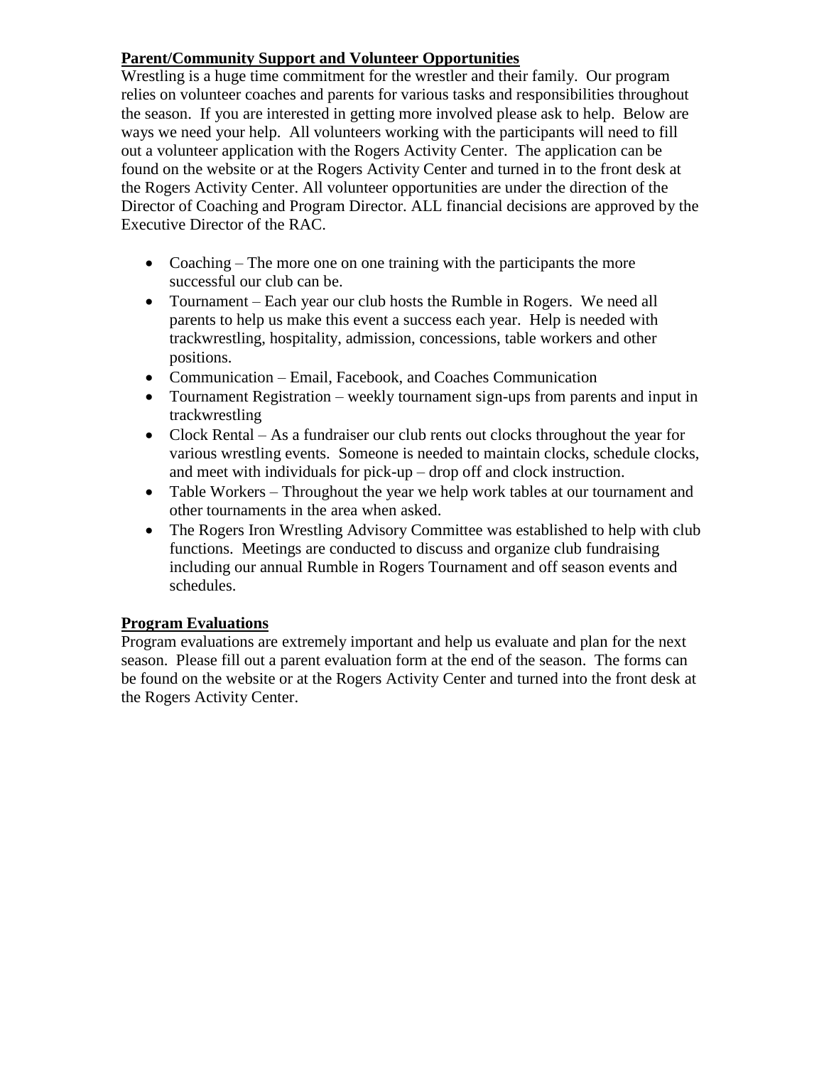## Parent/Community Support and Volunteer Opportunities

Wrestling is a huge time commitment for the wrestler and their family. Our program relies on volunteer coaches and parents for various tasks and responsibilities throughout the season. If you are interested in getting more involved please ask to help. Below are ways we need your help. All volunteers working with the participants will need to fill out a volunteer application with the Rogers Activity Center. The application can be found on the website or at the Rogers Activity Center and turned in to the front desk at the Rogers Activity Center. All volunteer opportunities are under the direction of the Director of Coaching and Program Director. ALL financial decisions are approved by the Executive Director of the RAC.

- Coaching – The more one on one training with the participants the more successful our club can be.
- Tournament – Each year our club hosts the Rumble in Rogers. We need all parents to help us make this event a success each year. Help is needed with trackwrestling, hospitality, admission, concessions, table workers and other positions.
- Communication – Email, Facebook, and Coaches Communication
- Tournament Registration – weekly tournament sign-ups from parents and input in trackwrestling
- Clock Rental – As a fundraiser our club rents out clocks throughout the year for various wrestling events. Someone is needed to maintain clocks, schedule clocks, and meet with individuals for pick-up – drop off and clock instruction.
- Table Workers – Throughout the year we help work tables at our tournament and other tournaments in the area when asked.
- The Rogers Iron Wrestling Advisory Committee was established to help with club functions. Meetings are conducted to discuss and organize club fundraising including our annual Rumble in Rogers Tournament and off season events and schedules.

## Program Evaluations

Program evaluations are extremely important and help us evaluate and plan for the next season. Please fill out a parent evaluation form at the end of the season. The forms can be found on the website or at the Rogers Activity Center and turned into the front desk at the Rogers Activity Center.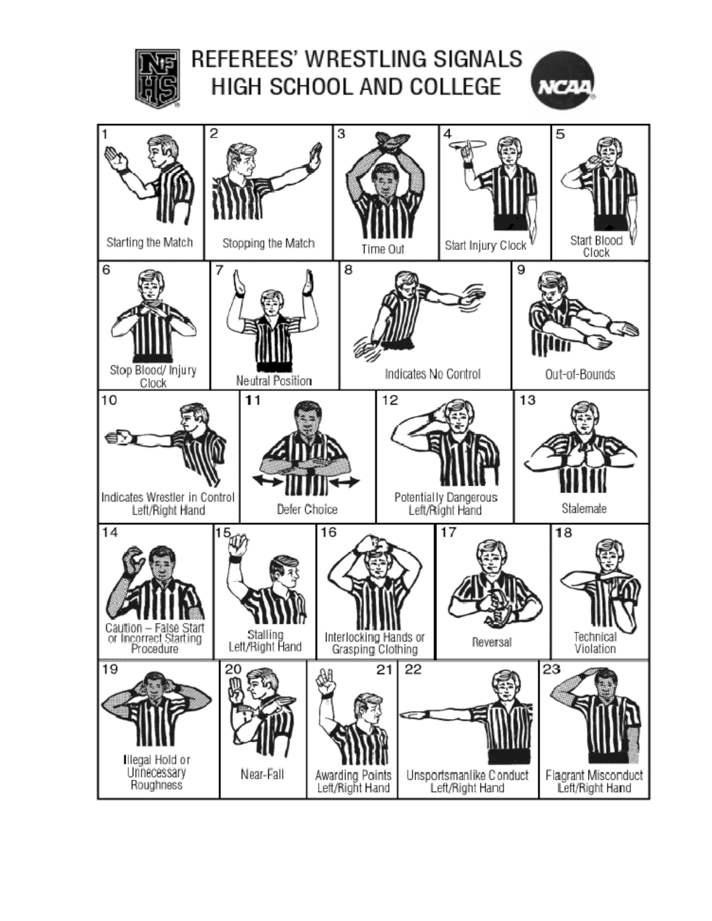# REFEREES' WRESTLING SIGNALS HIGH SCHOOL AND COLLEGE

1 Starting the Match

2 Stopping the Match

3 Time Out

4 Start Injury Clock

5 Start Blood Clock

6 Stop Blood/ Injury Clock

7 Neutral Position

8 Indicates No Control

9 Out-of-Bounds

10 Indicates Wrestler in Control Left/Right Hand

11 Defer Choice

12 Potentially Dangerous Left/Right Hand

13 Stalemate

14 Caution – False Start or Incorrect Starting Procedure

15 Stalling Left/Right Hand

16 Interlocking Hands or Grasping Clothing

17 Reversal

18 Technical Violation

19 Illegal Hold or Unnecessary Roughness

20 Near-Fall

21 Awarding Points Left/Right Hand

22 Unsportsmanlike Conduct Left/Right Hand

23 Flagrant Misconduct Left/Right Hand